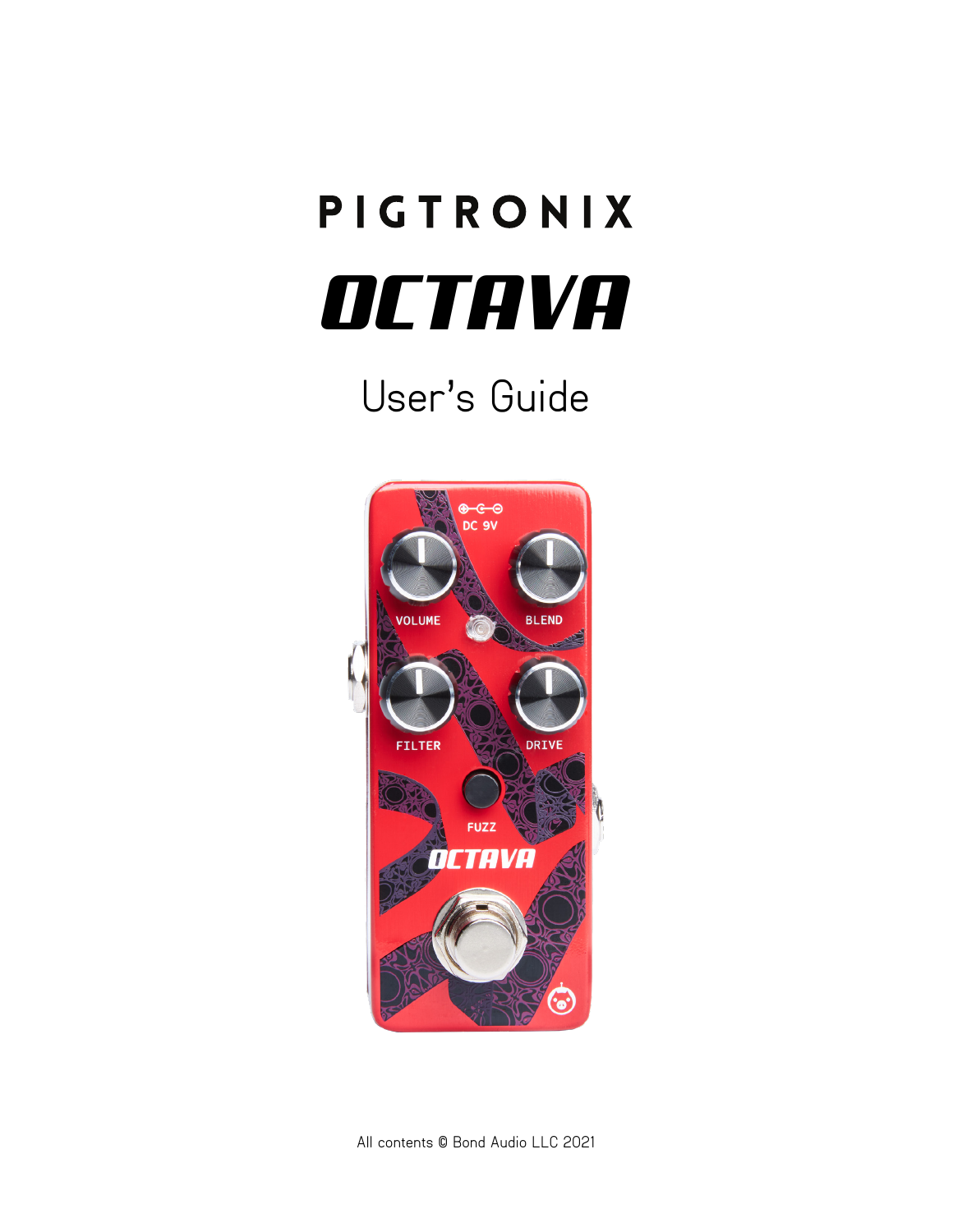# PIGTRONIX

# OCTAVA

## User's Guide

All contents © Bond Audio LLC 2021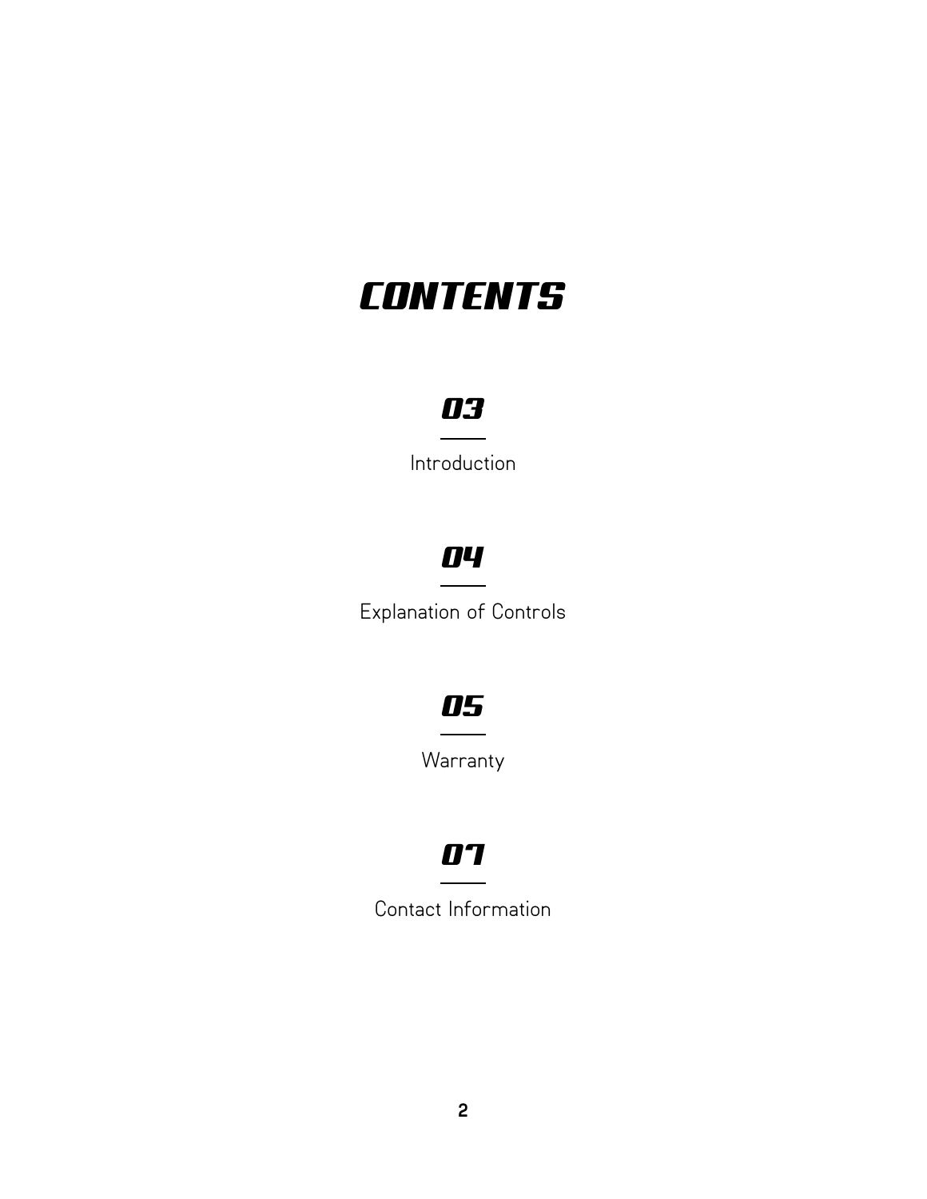# CONTENTS

**03**

Introduction

**04**

Explanation of Controls

**05**

Warranty

**07**

Contact Information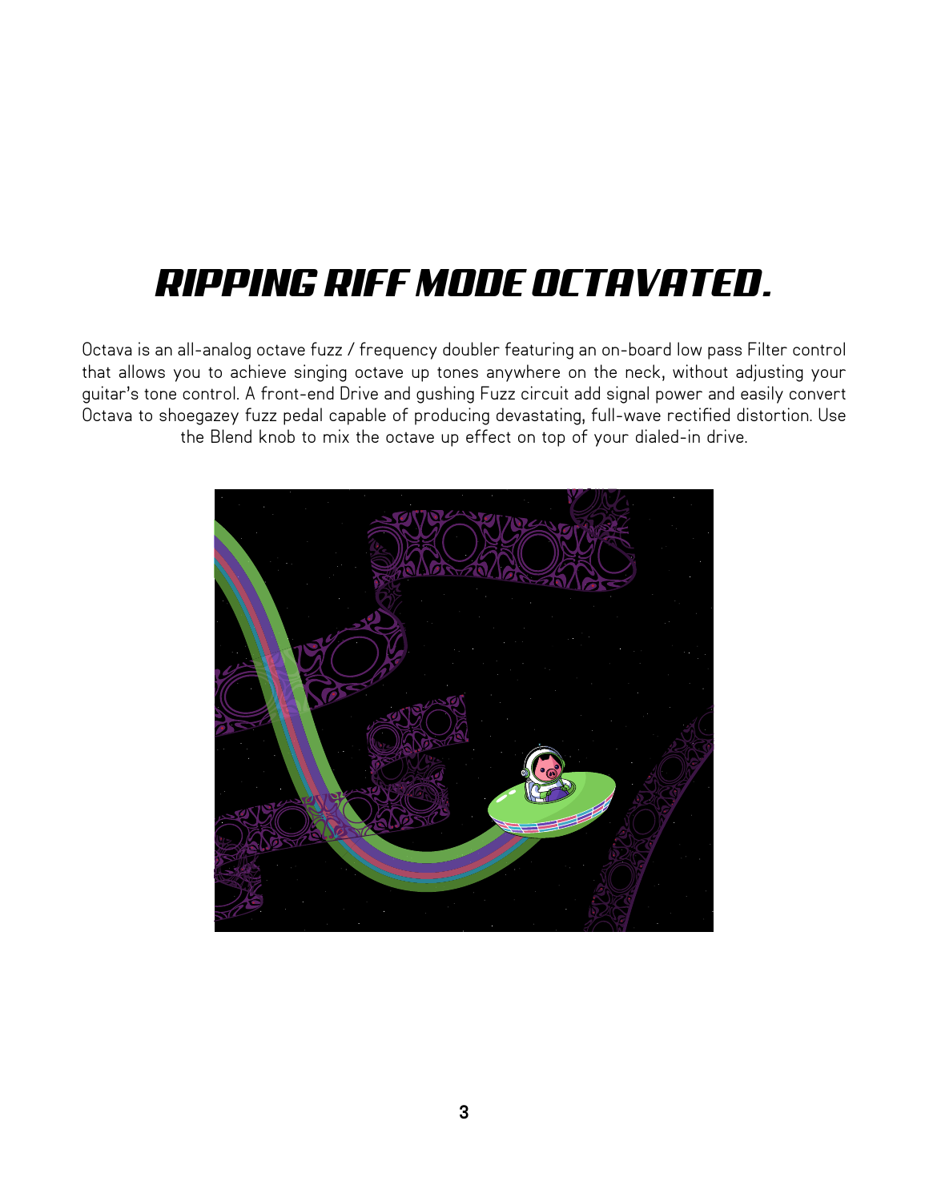# RIPPING RIFF MODE OCTAVATED.

Octava is an all-analog octave fuzz / frequency doubler featuring an on-board low pass Filter control that allows you to achieve singing octave up tones anywhere on the neck, without adjusting your guitar's tone control. A front-end Drive and gushing Fuzz circuit add signal power and easily convert Octava to shoegazey fuzz pedal capable of producing devastating, full-wave rectified distortion. Use the Blend knob to mix the octave up effect on top of your dialed-in drive.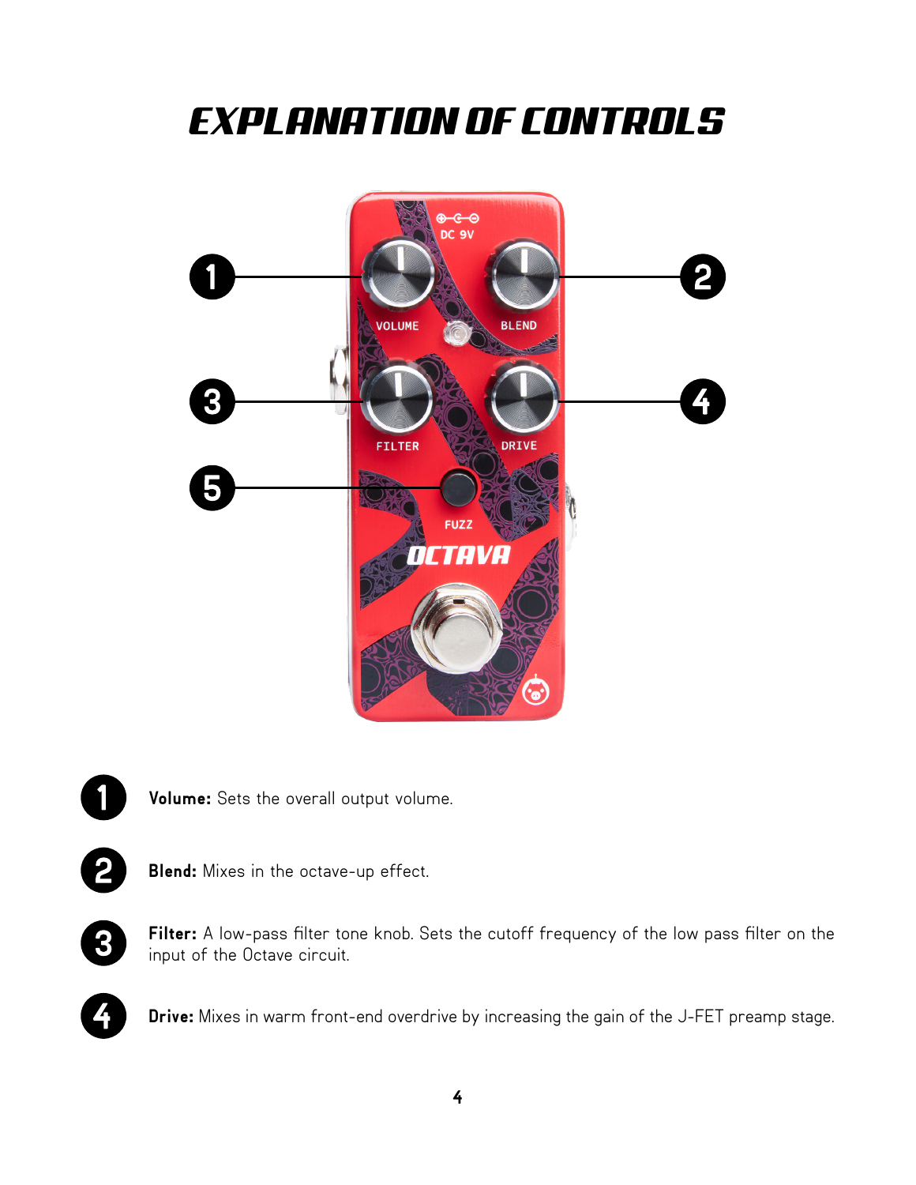# EXPLANATION OF CONTROLS

1. **Volume:** Sets the overall output volume.

2. **Blend:** Mixes in the octave-up effect.

3. **Filter:** A low-pass filter tone knob. Sets the cutoff frequency of the low pass filter on the input of the Octave circuit.

4. **Drive:** Mixes in warm front-end overdrive by increasing the gain of the J-FET preamp stage.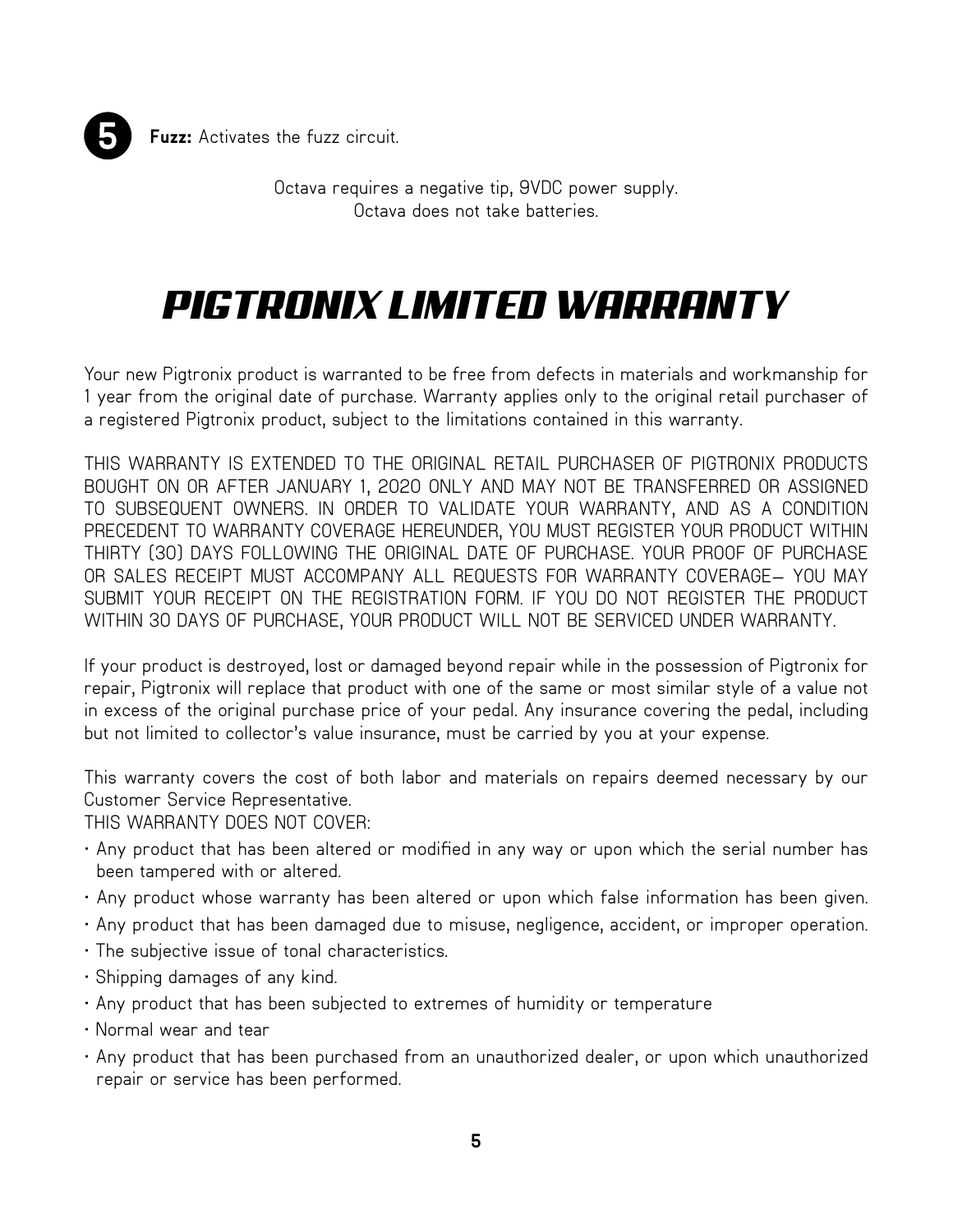**5** **Fuzz:** Activates the fuzz circuit.

Octava requires a negative tip, 9VDC power supply.
Octava does not take batteries.

# PIGTRONIX LIMITED WARRANTY

Your new Pigtronix product is warranted to be free from defects in materials and workmanship for 1 year from the original date of purchase. Warranty applies only to the original retail purchaser of a registered Pigtronix product, subject to the limitations contained in this warranty.

THIS WARRANTY IS EXTENDED TO THE ORIGINAL RETAIL PURCHASER OF PIGTRONIX PRODUCTS BOUGHT ON OR AFTER JANUARY 1, 2020 ONLY AND MAY NOT BE TRANSFERRED OR ASSIGNED TO SUBSEQUENT OWNERS. IN ORDER TO VALIDATE YOUR WARRANTY, AND AS A CONDITION PRECEDENT TO WARRANTY COVERAGE HEREUNDER, YOU MUST REGISTER YOUR PRODUCT WITHIN THIRTY (30) DAYS FOLLOWING THE ORIGINAL DATE OF PURCHASE. YOUR PROOF OF PURCHASE OR SALES RECEIPT MUST ACCOMPANY ALL REQUESTS FOR WARRANTY COVERAGE— YOU MAY SUBMIT YOUR RECEIPT ON THE REGISTRATION FORM. IF YOU DO NOT REGISTER THE PRODUCT WITHIN 30 DAYS OF PURCHASE, YOUR PRODUCT WILL NOT BE SERVICED UNDER WARRANTY.

If your product is destroyed, lost or damaged beyond repair while in the possession of Pigtronix for repair, Pigtronix will replace that product with one of the same or most similar style of a value not in excess of the original purchase price of your pedal. Any insurance covering the pedal, including but not limited to collector's value insurance, must be carried by you at your expense.

This warranty covers the cost of both labor and materials on repairs deemed necessary by our Customer Service Representative.
THIS WARRANTY DOES NOT COVER:

- Any product that has been altered or modified in any way or upon which the serial number has been tampered with or altered.
- Any product whose warranty has been altered or upon which false information has been given.
- Any product that has been damaged due to misuse, negligence, accident, or improper operation.
- The subjective issue of tonal characteristics.
- Shipping damages of any kind.
- Any product that has been subjected to extremes of humidity or temperature
- Normal wear and tear
- Any product that has been purchased from an unauthorized dealer, or upon which unauthorized repair or service has been performed.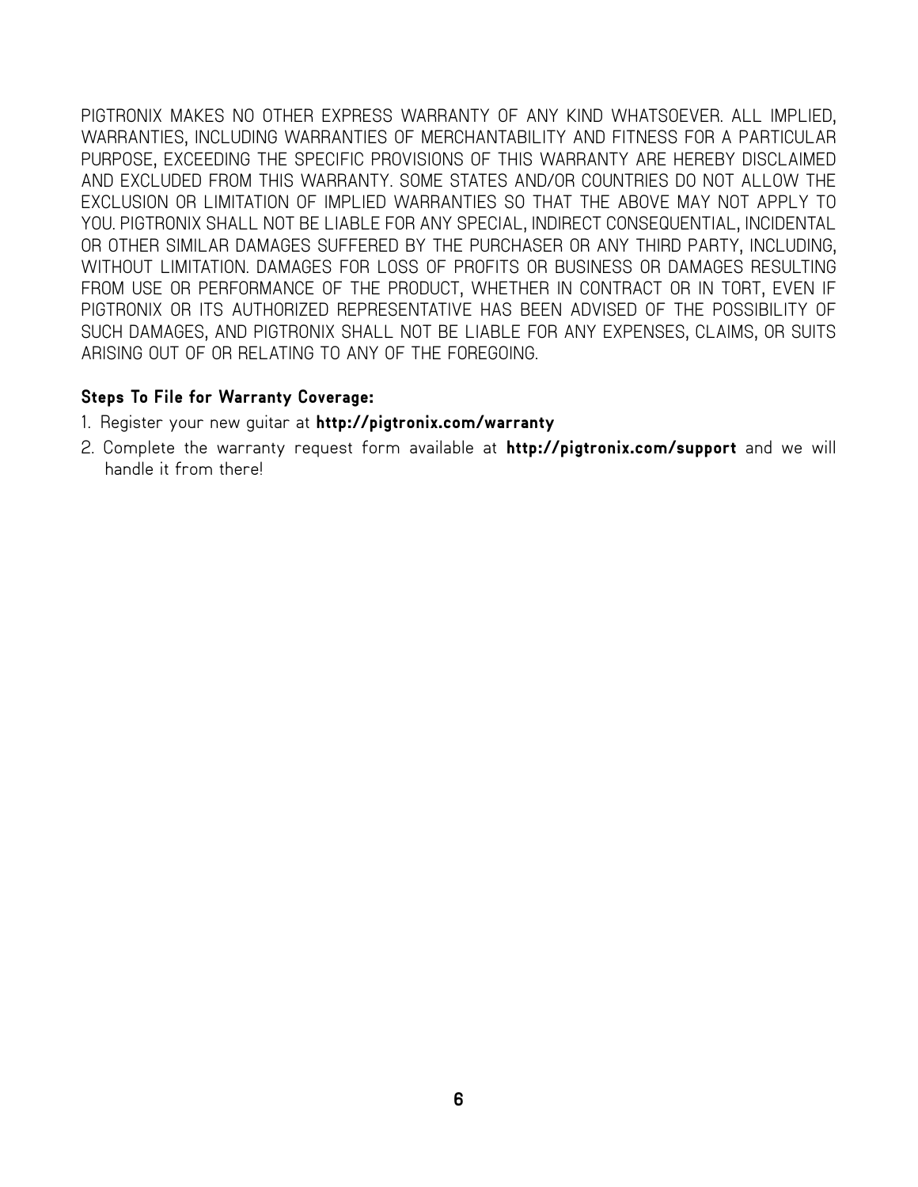PIGTRONIX MAKES NO OTHER EXPRESS WARRANTY OF ANY KIND WHATSOEVER. ALL IMPLIED, WARRANTIES, INCLUDING WARRANTIES OF MERCHANTABILITY AND FITNESS FOR A PARTICULAR PURPOSE, EXCEEDING THE SPECIFIC PROVISIONS OF THIS WARRANTY ARE HEREBY DISCLAIMED AND EXCLUDED FROM THIS WARRANTY. SOME STATES AND/OR COUNTRIES DO NOT ALLOW THE EXCLUSION OR LIMITATION OF IMPLIED WARRANTIES SO THAT THE ABOVE MAY NOT APPLY TO YOU. PIGTRONIX SHALL NOT BE LIABLE FOR ANY SPECIAL, INDIRECT CONSEQUENTIAL, INCIDENTAL OR OTHER SIMILAR DAMAGES SUFFERED BY THE PURCHASER OR ANY THIRD PARTY, INCLUDING, WITHOUT LIMITATION. DAMAGES FOR LOSS OF PROFITS OR BUSINESS OR DAMAGES RESULTING FROM USE OR PERFORMANCE OF THE PRODUCT, WHETHER IN CONTRACT OR IN TORT, EVEN IF PIGTRONIX OR ITS AUTHORIZED REPRESENTATIVE HAS BEEN ADVISED OF THE POSSIBILITY OF SUCH DAMAGES, AND PIGTRONIX SHALL NOT BE LIABLE FOR ANY EXPENSES, CLAIMS, OR SUITS ARISING OUT OF OR RELATING TO ANY OF THE FOREGOING.

**Steps To File for Warranty Coverage:**

1. Register your new guitar at **http://pigtronix.com/warranty**
2. Complete the warranty request form available at **http://pigtronix.com/support** and we will handle it from there!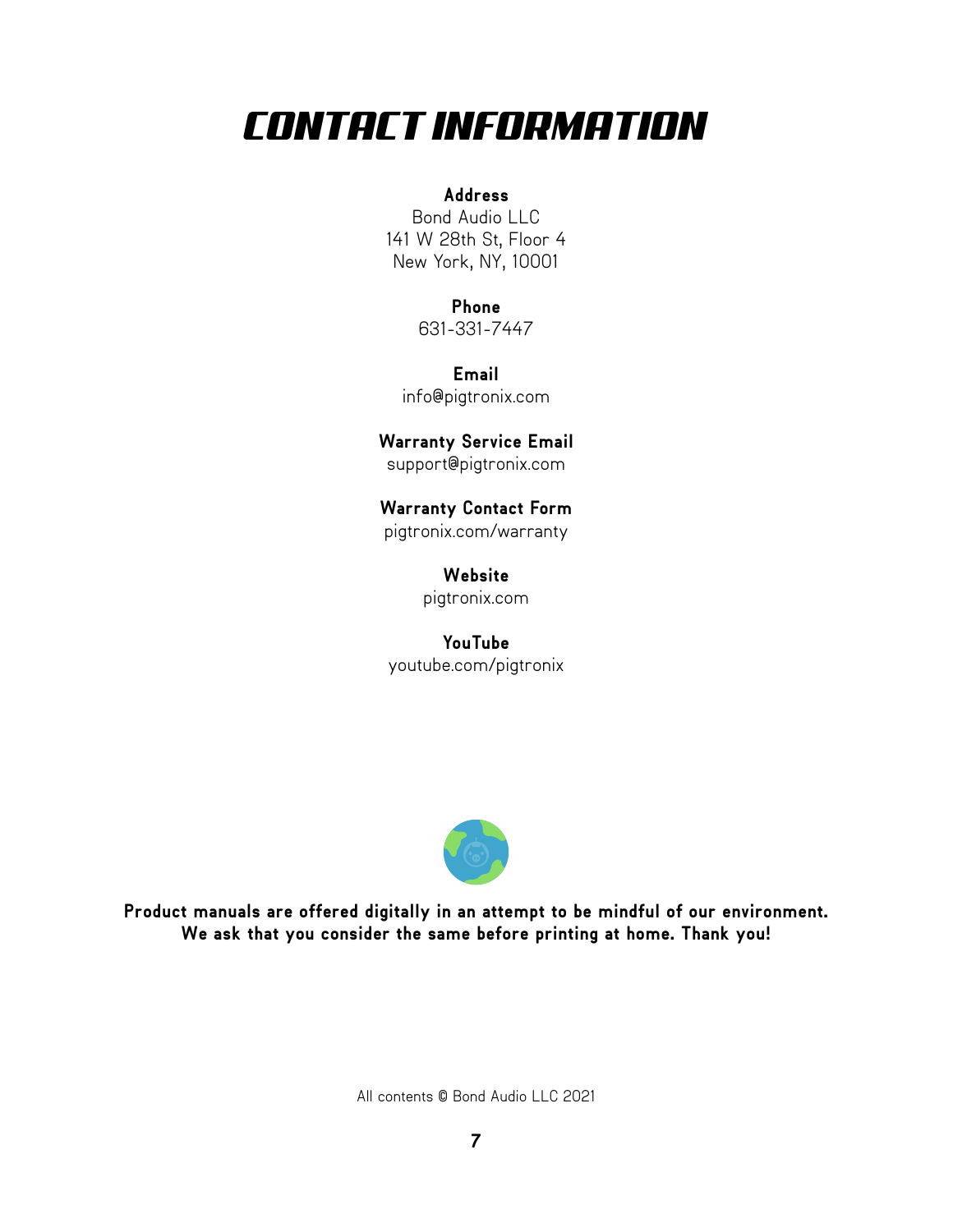# CONTACT INFORMATION

**Address**
Bond Audio LLC
141 W 28th St, Floor 4
New York, NY, 10001

**Phone**
631-331-7447

**Email**
info@pigtronix.com

**Warranty Service Email**
support@pigtronix.com

**Warranty Contact Form**
pigtronix.com/warranty

**Website**
pigtronix.com

**YouTube**
youtube.com/pigtronix

**Product manuals are offered digitally in an attempt to be mindful of our environment. We ask that you consider the same before printing at home. Thank you!**

All contents © Bond Audio LLC 2021